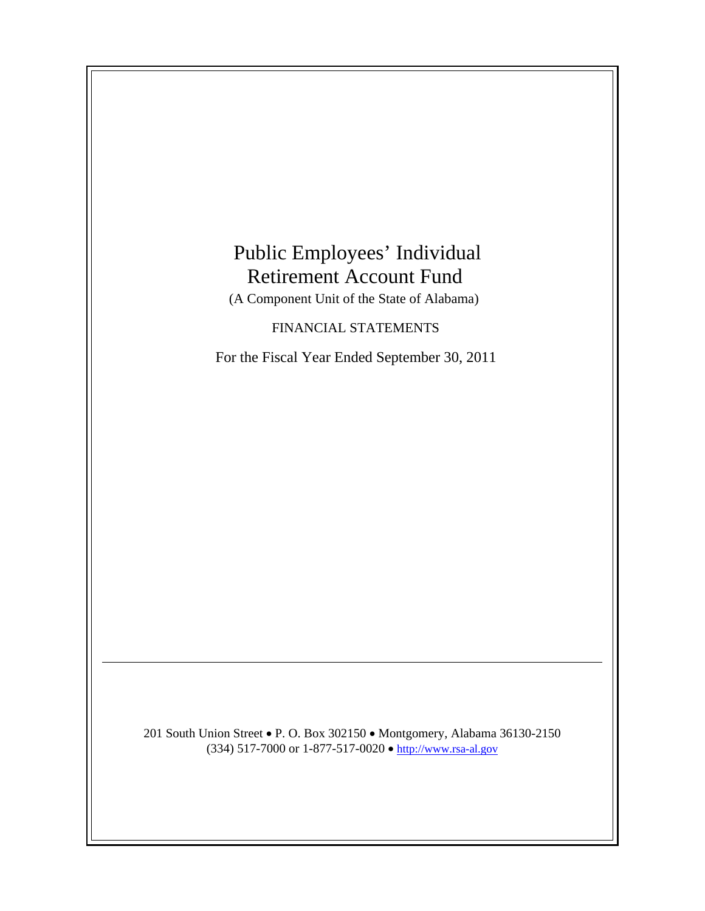# Public Employees' Individual Retirement Account Fund

(A Component Unit of the State of Alabama)

FINANCIAL STATEMENTS

For the Fiscal Year Ended September 30, 2011

---

201 South Union Street • P. O. Box 302150 • Montgomery, Alabama 36130-2150
(334) 517-7000 or 1-877-517-0020 • http://www.rsa-al.gov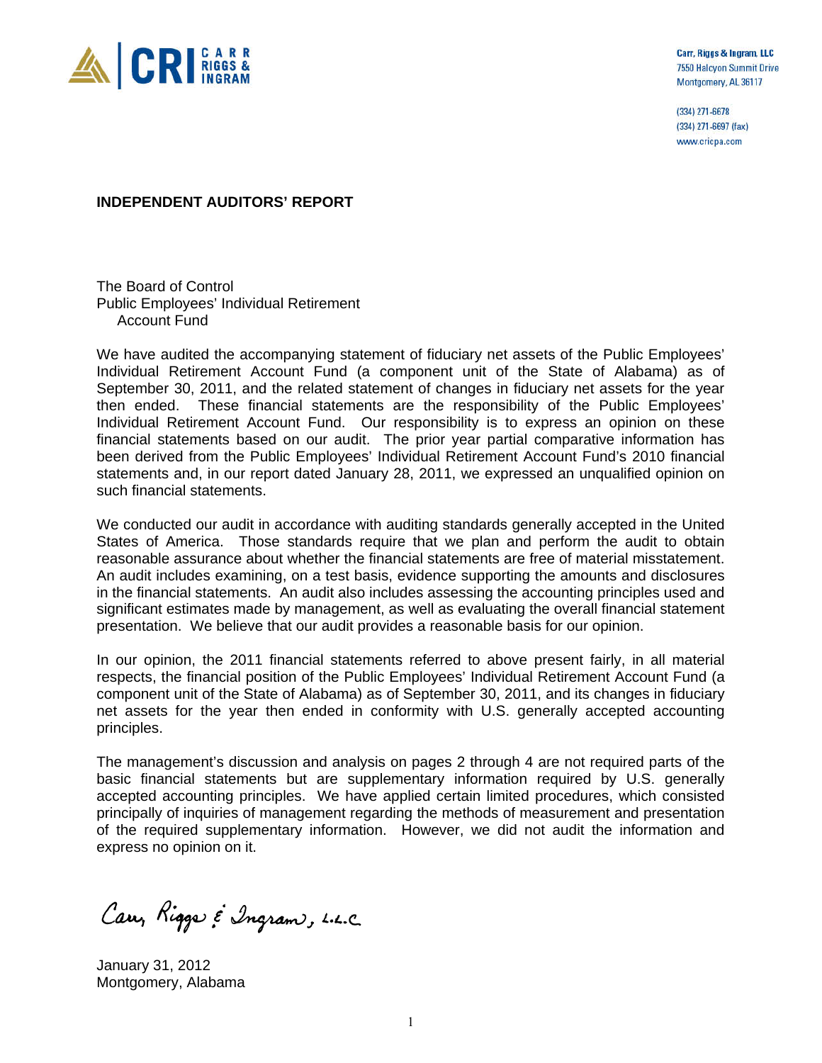CRI CARR RIGGS & INGRAM

Carr, Riggs & Ingram, LLC
7550 Halcyon Summit Drive
Montgomery, AL 36117

(334) 271-6678
(334) 271-6697 (fax)
www.cricpa.com

## INDEPENDENT AUDITORS' REPORT

The Board of Control
Public Employees' Individual Retirement
Account Fund

We have audited the accompanying statement of fiduciary net assets of the Public Employees' Individual Retirement Account Fund (a component unit of the State of Alabama) as of September 30, 2011, and the related statement of changes in fiduciary net assets for the year then ended. These financial statements are the responsibility of the Public Employees' Individual Retirement Account Fund. Our responsibility is to express an opinion on these financial statements based on our audit. The prior year partial comparative information has been derived from the Public Employees' Individual Retirement Account Fund's 2010 financial statements and, in our report dated January 28, 2011, we expressed an unqualified opinion on such financial statements.

We conducted our audit in accordance with auditing standards generally accepted in the United States of America. Those standards require that we plan and perform the audit to obtain reasonable assurance about whether the financial statements are free of material misstatement. An audit includes examining, on a test basis, evidence supporting the amounts and disclosures in the financial statements. An audit also includes assessing the accounting principles used and significant estimates made by management, as well as evaluating the overall financial statement presentation. We believe that our audit provides a reasonable basis for our opinion.

In our opinion, the 2011 financial statements referred to above present fairly, in all material respects, the financial position of the Public Employees' Individual Retirement Account Fund (a component unit of the State of Alabama) as of September 30, 2011, and its changes in fiduciary net assets for the year then ended in conformity with U.S. generally accepted accounting principles.

The management's discussion and analysis on pages 2 through 4 are not required parts of the basic financial statements but are supplementary information required by U.S. generally accepted accounting principles. We have applied certain limited procedures, which consisted principally of inquiries of management regarding the methods of measurement and presentation of the required supplementary information. However, we did not audit the information and express no opinion on it.

Carr, Riggs & Ingram, L.L.C.

January 31, 2012
Montgomery, Alabama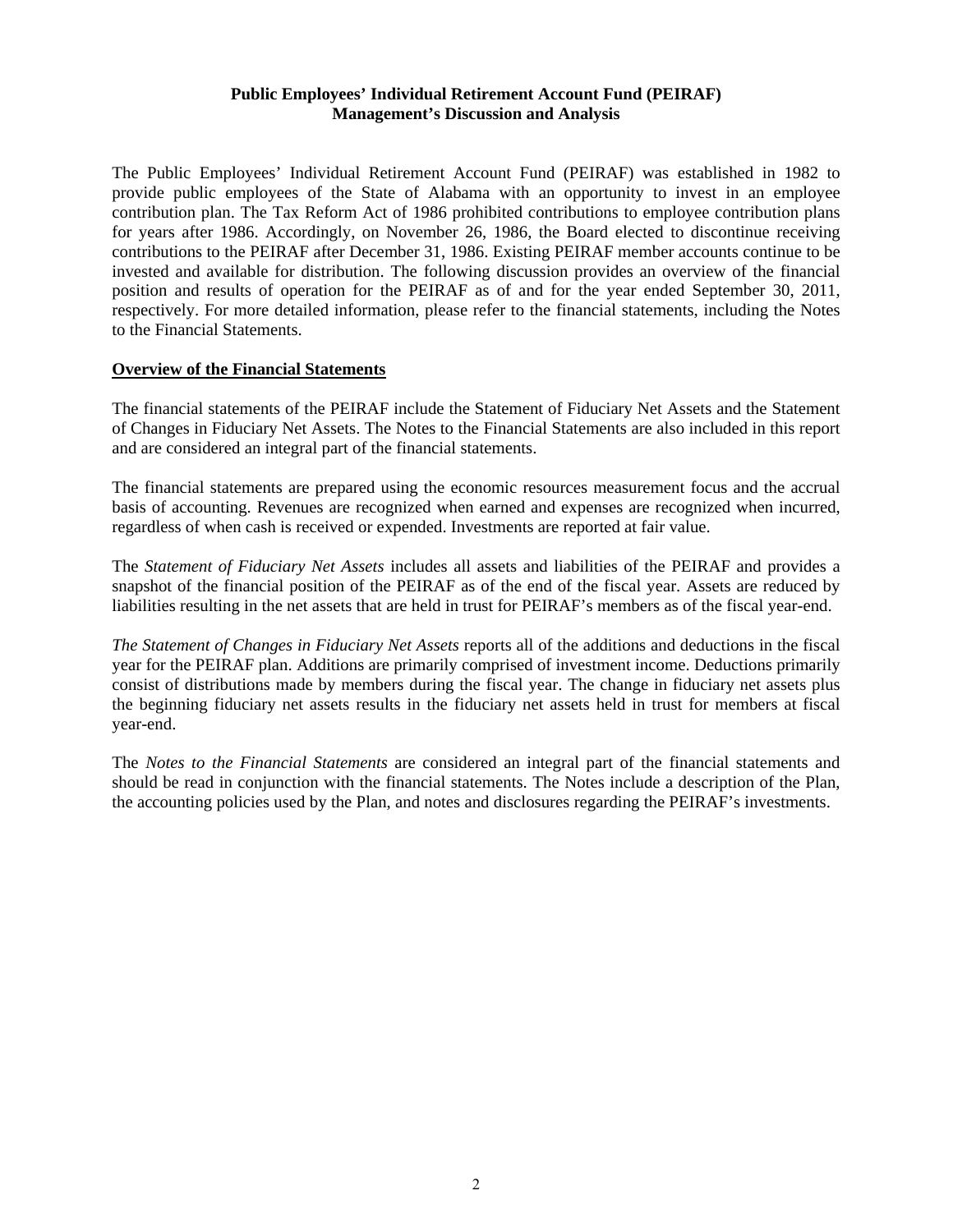**Public Employees' Individual Retirement Account Fund (PEIRAF)**
**Management's Discussion and Analysis**

The Public Employees' Individual Retirement Account Fund (PEIRAF) was established in 1982 to provide public employees of the State of Alabama with an opportunity to invest in an employee contribution plan. The Tax Reform Act of 1986 prohibited contributions to employee contribution plans for years after 1986. Accordingly, on November 26, 1986, the Board elected to discontinue receiving contributions to the PEIRAF after December 31, 1986. Existing PEIRAF member accounts continue to be invested and available for distribution. The following discussion provides an overview of the financial position and results of operation for the PEIRAF as of and for the year ended September 30, 2011, respectively. For more detailed information, please refer to the financial statements, including the Notes to the Financial Statements.

**Overview of the Financial Statements**

The financial statements of the PEIRAF include the Statement of Fiduciary Net Assets and the Statement of Changes in Fiduciary Net Assets. The Notes to the Financial Statements are also included in this report and are considered an integral part of the financial statements.

The financial statements are prepared using the economic resources measurement focus and the accrual basis of accounting. Revenues are recognized when earned and expenses are recognized when incurred, regardless of when cash is received or expended. Investments are reported at fair value.

The *Statement of Fiduciary Net Assets* includes all assets and liabilities of the PEIRAF and provides a snapshot of the financial position of the PEIRAF as of the end of the fiscal year. Assets are reduced by liabilities resulting in the net assets that are held in trust for PEIRAF's members as of the fiscal year-end.

*The Statement of Changes in Fiduciary Net Assets* reports all of the additions and deductions in the fiscal year for the PEIRAF plan. Additions are primarily comprised of investment income. Deductions primarily consist of distributions made by members during the fiscal year. The change in fiduciary net assets plus the beginning fiduciary net assets results in the fiduciary net assets held in trust for members at fiscal year-end.

The *Notes to the Financial Statements* are considered an integral part of the financial statements and should be read in conjunction with the financial statements. The Notes include a description of the Plan, the accounting policies used by the Plan, and notes and disclosures regarding the PEIRAF's investments.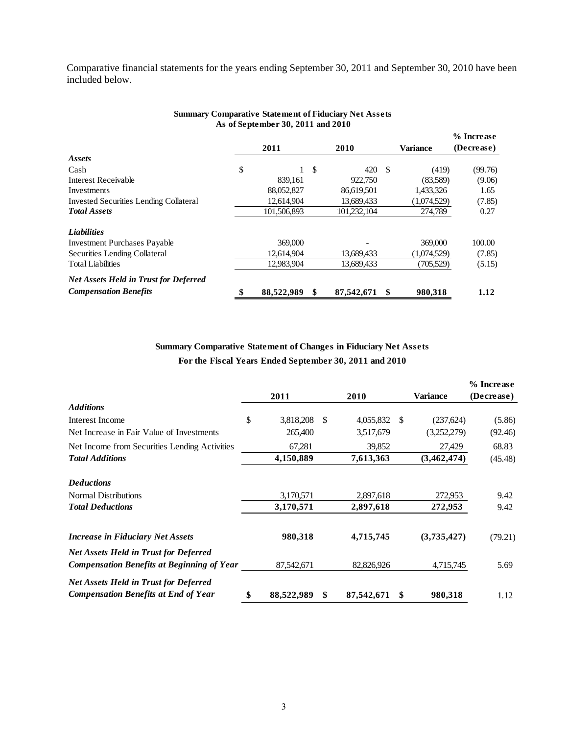Comparative financial statements for the years ending September 30, 2011 and September 30, 2010 have been included below.

**Summary Comparative Statement of Fiduciary Net Assets**
**As of September 30, 2011 and 2010**

| | 2011 | 2010 | Variance | % Increase (Decrease) |
|---|---|---|---|---|
| ***Assets*** | | | | |
| Cash | $ 1 | $ 420 | $ (419) | (99.76) |
| Interest Receivable | 839,161 | 922,750 | (83,589) | (9.06) |
| Investments | 88,052,827 | 86,619,501 | 1,433,326 | 1.65 |
| Invested Securities Lending Collateral | 12,614,904 | 13,689,433 | (1,074,529) | (7.85) |
| ***Total Assets*** | 101,506,893 | 101,232,104 | 274,789 | 0.27 |
| ***Liabilities*** | | | | |
| Investment Purchases Payable | 369,000 | - | 369,000 | 100.00 |
| Securities Lending Collateral | 12,614,904 | 13,689,433 | (1,074,529) | (7.85) |
| Total Liabilities | 12,983,904 | 13,689,433 | (705,529) | (5.15) |
| ***Net Assets Held in Trust for Deferred Compensation Benefits*** | **$ 88,522,989** | **$ 87,542,671** | **$ 980,318** | **1.12** |

**Summary Comparative Statement of Changes in Fiduciary Net Assets**
**For the Fiscal Years Ended September 30, 2011 and 2010**

| | 2011 | 2010 | Variance | % Increase (Decrease) |
|---|---|---|---|---|
| ***Additions*** | | | | |
| Interest Income | $ 3,818,208 | $ 4,055,832 | $ (237,624) | (5.86) |
| Net Increase in Fair Value of Investments | 265,400 | 3,517,679 | (3,252,279) | (92.46) |
| Net Income from Securities Lending Activities | 67,281 | 39,852 | 27,429 | 68.83 |
| ***Total Additions*** | **4,150,889** | **7,613,363** | **(3,462,474)** | (45.48) |
| ***Deductions*** | | | | |
| Normal Distributions | 3,170,571 | 2,897,618 | 272,953 | 9.42 |
| ***Total Deductions*** | **3,170,571** | **2,897,618** | **272,953** | 9.42 |
| ***Increase in Fiduciary Net Assets*** | **980,318** | **4,715,745** | **(3,735,427)** | (79.21) |
| ***Net Assets Held in Trust for Deferred Compensation Benefits at Beginning of Year*** | 87,542,671 | 82,826,926 | 4,715,745 | 5.69 |
| ***Net Assets Held in Trust for Deferred Compensation Benefits at End of Year*** | **$ 88,522,989** | **$ 87,542,671** | **$ 980,318** | 1.12 |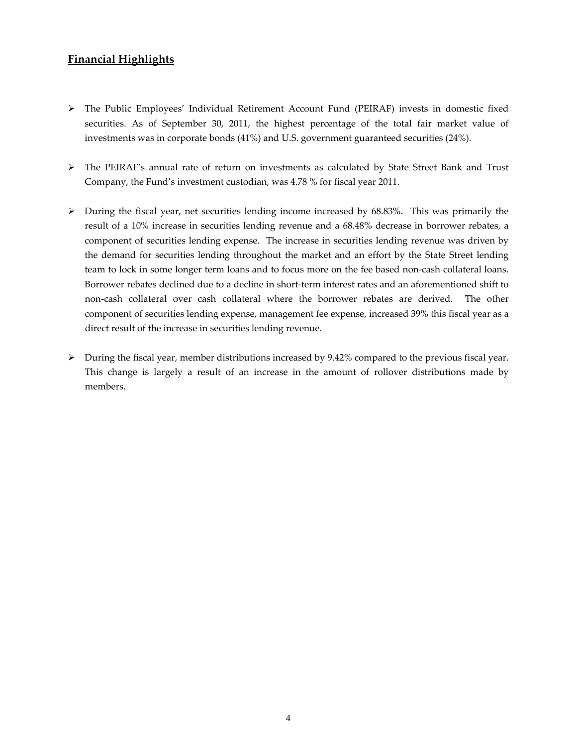## Financial Highlights

- The Public Employees' Individual Retirement Account Fund (PEIRAF) invests in domestic fixed securities. As of September 30, 2011, the highest percentage of the total fair market value of investments was in corporate bonds (41%) and U.S. government guaranteed securities (24%).

- The PEIRAF's annual rate of return on investments as calculated by State Street Bank and Trust Company, the Fund's investment custodian, was 4.78 % for fiscal year 2011.

- During the fiscal year, net securities lending income increased by 68.83%. This was primarily the result of a 10% increase in securities lending revenue and a 68.48% decrease in borrower rebates, a component of securities lending expense. The increase in securities lending revenue was driven by the demand for securities lending throughout the market and an effort by the State Street lending team to lock in some longer term loans and to focus more on the fee based non-cash collateral loans. Borrower rebates declined due to a decline in short-term interest rates and an aforementioned shift to non-cash collateral over cash collateral where the borrower rebates are derived. The other component of securities lending expense, management fee expense, increased 39% this fiscal year as a direct result of the increase in securities lending revenue.

- During the fiscal year, member distributions increased by 9.42% compared to the previous fiscal year. This change is largely a result of an increase in the amount of rollover distributions made by members.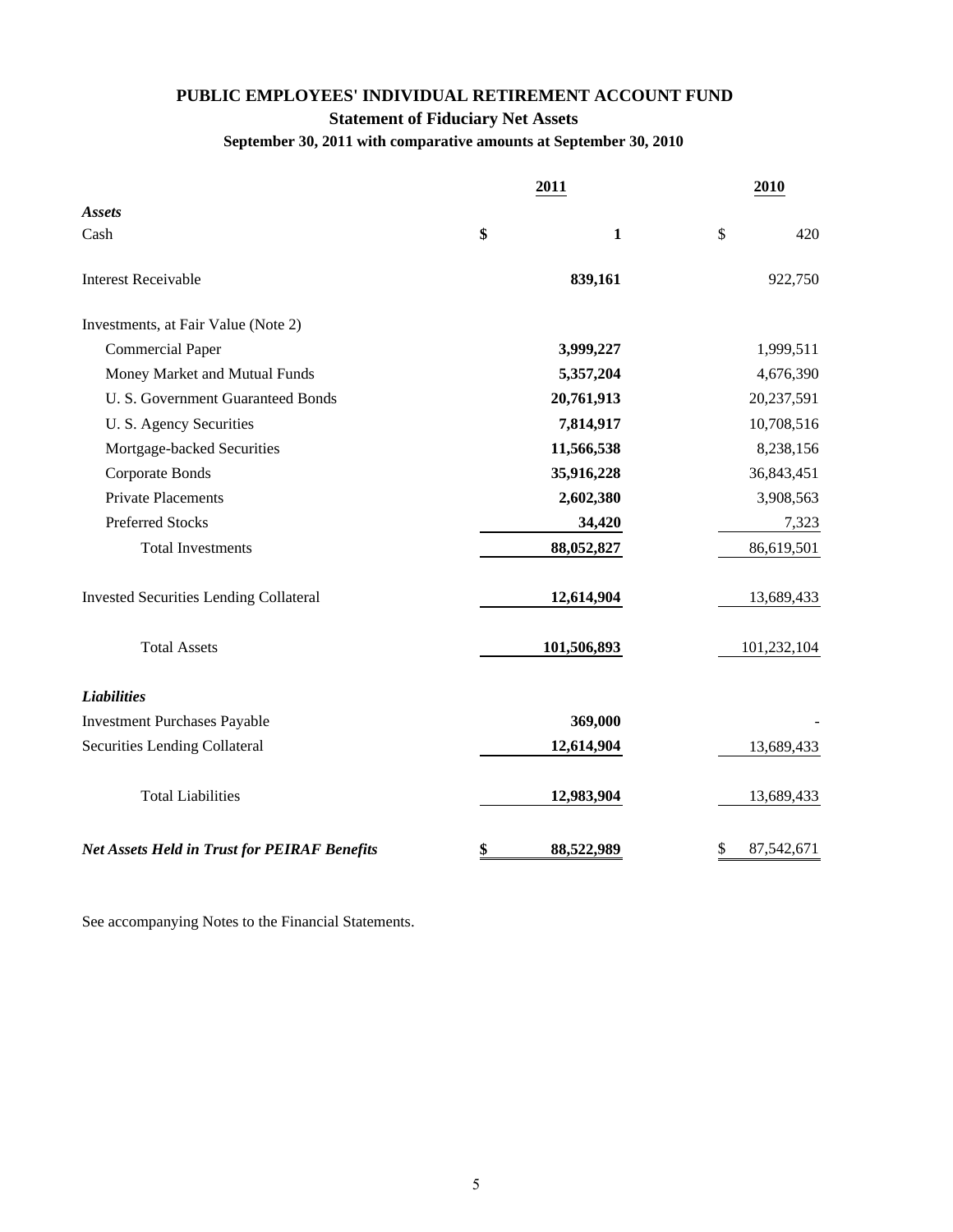# PUBLIC EMPLOYEES' INDIVIDUAL RETIREMENT ACCOUNT FUND

## Statement of Fiduciary Net Assets

### September 30, 2011 with comparative amounts at September 30, 2010

| | 2011 | 2010 |
|---|---|---|
| ***Assets*** | | |
| Cash | **$ 1** | $ 420 |
| Interest Receivable | **839,161** | 922,750 |
| Investments, at Fair Value (Note 2) | | |
| Commercial Paper | **3,999,227** | 1,999,511 |
| Money Market and Mutual Funds | **5,357,204** | 4,676,390 |
| U. S. Government Guaranteed Bonds | **20,761,913** | 20,237,591 |
| U. S. Agency Securities | **7,814,917** | 10,708,516 |
| Mortgage-backed Securities | **11,566,538** | 8,238,156 |
| Corporate Bonds | **35,916,228** | 36,843,451 |
| Private Placements | **2,602,380** | 3,908,563 |
| Preferred Stocks | **34,420** | 7,323 |
| Total Investments | **88,052,827** | 86,619,501 |
| Invested Securities Lending Collateral | **12,614,904** | 13,689,433 |
| Total Assets | **101,506,893** | 101,232,104 |
| ***Liabilities*** | | |
| Investment Purchases Payable | **369,000** | - |
| Securities Lending Collateral | **12,614,904** | 13,689,433 |
| Total Liabilities | **12,983,904** | 13,689,433 |
| ***Net Assets Held in Trust for PEIRAF Benefits*** | **$ 88,522,989** | $ 87,542,671 |

See accompanying Notes to the Financial Statements.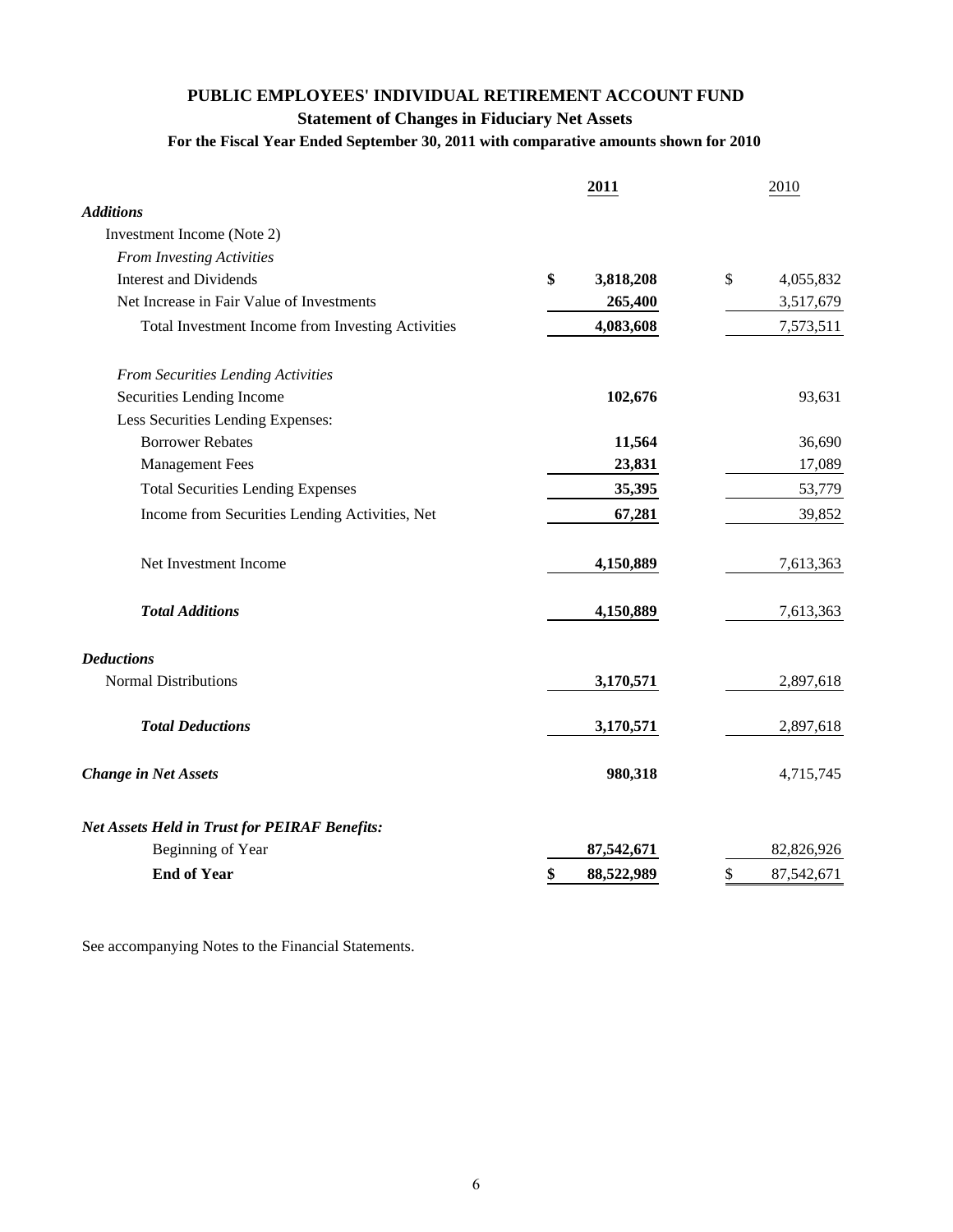# PUBLIC EMPLOYEES' INDIVIDUAL RETIREMENT ACCOUNT FUND

## Statement of Changes in Fiduciary Net Assets

### For the Fiscal Year Ended September 30, 2011 with comparative amounts shown for 2010

| | **2011** | 2010 |
|---|---|---|
| ***Additions*** | | |
| Investment Income (Note 2) | | |
| *From Investing Activities* | | |
| Interest and Dividends | **$ 3,818,208** | $ 4,055,832 |
| Net Increase in Fair Value of Investments | **265,400** | 3,517,679 |
| Total Investment Income from Investing Activities | **4,083,608** | 7,573,511 |
| *From Securities Lending Activities* | | |
| Securities Lending Income | **102,676** | 93,631 |
| Less Securities Lending Expenses: | | |
| Borrower Rebates | **11,564** | 36,690 |
| Management Fees | **23,831** | 17,089 |
| Total Securities Lending Expenses | **35,395** | 53,779 |
| Income from Securities Lending Activities, Net | **67,281** | 39,852 |
| Net Investment Income | **4,150,889** | 7,613,363 |
| ***Total Additions*** | **4,150,889** | 7,613,363 |
| ***Deductions*** | | |
| Normal Distributions | **3,170,571** | 2,897,618 |
| ***Total Deductions*** | **3,170,571** | 2,897,618 |
| ***Change in Net Assets*** | **980,318** | 4,715,745 |
| ***Net Assets Held in Trust for PEIRAF Benefits:*** | | |
| Beginning of Year | **87,542,671** | 82,826,926 |
| **End of Year** | **$ 88,522,989** | $ 87,542,671 |

See accompanying Notes to the Financial Statements.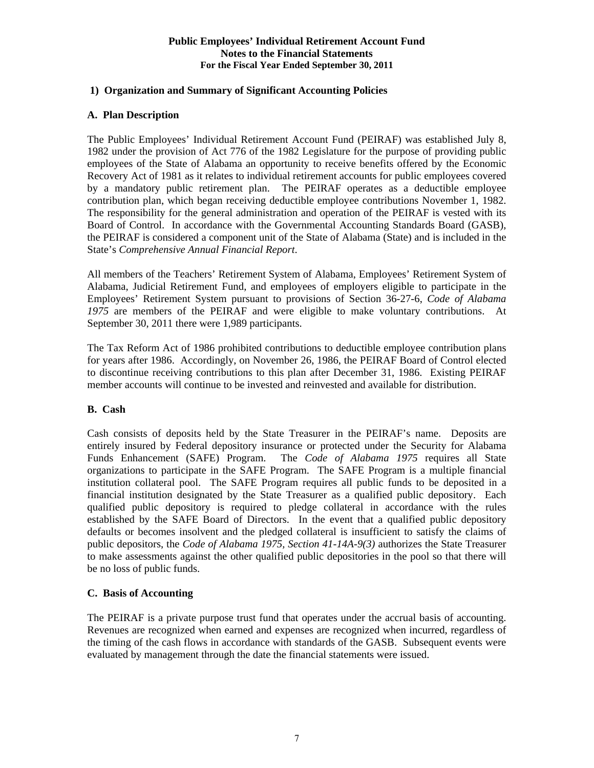**Public Employees' Individual Retirement Account Fund**
**Notes to the Financial Statements**
**For the Fiscal Year Ended September 30, 2011**

## 1) Organization and Summary of Significant Accounting Policies

### A. Plan Description

The Public Employees' Individual Retirement Account Fund (PEIRAF) was established July 8, 1982 under the provision of Act 776 of the 1982 Legislature for the purpose of providing public employees of the State of Alabama an opportunity to receive benefits offered by the Economic Recovery Act of 1981 as it relates to individual retirement accounts for public employees covered by a mandatory public retirement plan. The PEIRAF operates as a deductible employee contribution plan, which began receiving deductible employee contributions November 1, 1982. The responsibility for the general administration and operation of the PEIRAF is vested with its Board of Control. In accordance with the Governmental Accounting Standards Board (GASB), the PEIRAF is considered a component unit of the State of Alabama (State) and is included in the State's *Comprehensive Annual Financial Report*.

All members of the Teachers' Retirement System of Alabama, Employees' Retirement System of Alabama, Judicial Retirement Fund, and employees of employers eligible to participate in the Employees' Retirement System pursuant to provisions of Section 36-27-6, *Code of Alabama 1975* are members of the PEIRAF and were eligible to make voluntary contributions. At September 30, 2011 there were 1,989 participants.

The Tax Reform Act of 1986 prohibited contributions to deductible employee contribution plans for years after 1986. Accordingly, on November 26, 1986, the PEIRAF Board of Control elected to discontinue receiving contributions to this plan after December 31, 1986. Existing PEIRAF member accounts will continue to be invested and reinvested and available for distribution.

### B. Cash

Cash consists of deposits held by the State Treasurer in the PEIRAF's name. Deposits are entirely insured by Federal depository insurance or protected under the Security for Alabama Funds Enhancement (SAFE) Program. The *Code of Alabama 1975* requires all State organizations to participate in the SAFE Program. The SAFE Program is a multiple financial institution collateral pool. The SAFE Program requires all public funds to be deposited in a financial institution designated by the State Treasurer as a qualified public depository. Each qualified public depository is required to pledge collateral in accordance with the rules established by the SAFE Board of Directors. In the event that a qualified public depository defaults or becomes insolvent and the pledged collateral is insufficient to satisfy the claims of public depositors, the *Code of Alabama 1975, Section 41-14A-9(3)* authorizes the State Treasurer to make assessments against the other qualified public depositories in the pool so that there will be no loss of public funds.

### C. Basis of Accounting

The PEIRAF is a private purpose trust fund that operates under the accrual basis of accounting. Revenues are recognized when earned and expenses are recognized when incurred, regardless of the timing of the cash flows in accordance with standards of the GASB. Subsequent events were evaluated by management through the date the financial statements were issued.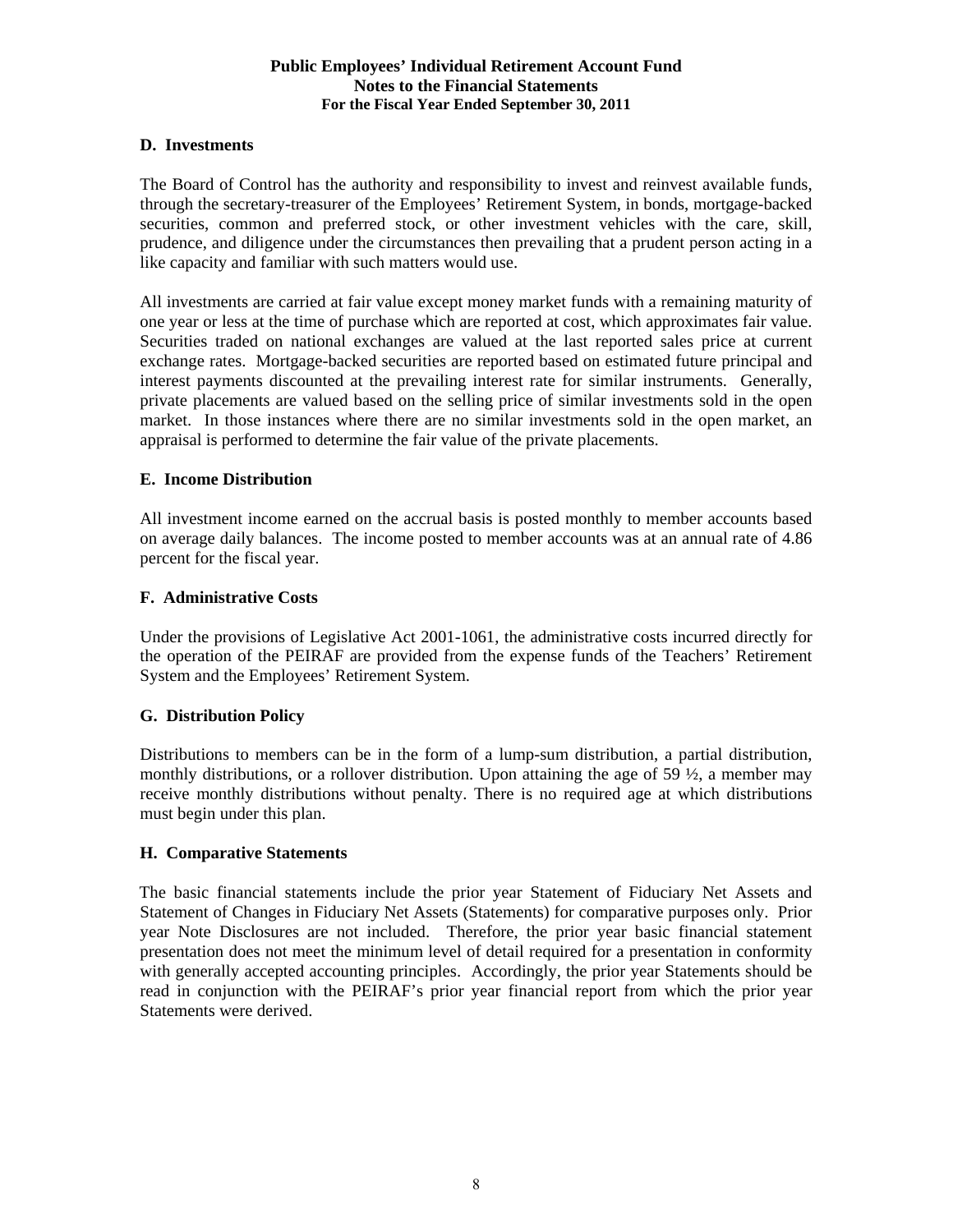### D. Investments

The Board of Control has the authority and responsibility to invest and reinvest available funds, through the secretary-treasurer of the Employees' Retirement System, in bonds, mortgage-backed securities, common and preferred stock, or other investment vehicles with the care, skill, prudence, and diligence under the circumstances then prevailing that a prudent person acting in a like capacity and familiar with such matters would use.

All investments are carried at fair value except money market funds with a remaining maturity of one year or less at the time of purchase which are reported at cost, which approximates fair value. Securities traded on national exchanges are valued at the last reported sales price at current exchange rates. Mortgage-backed securities are reported based on estimated future principal and interest payments discounted at the prevailing interest rate for similar instruments. Generally, private placements are valued based on the selling price of similar investments sold in the open market. In those instances where there are no similar investments sold in the open market, an appraisal is performed to determine the fair value of the private placements.

### E. Income Distribution

All investment income earned on the accrual basis is posted monthly to member accounts based on average daily balances. The income posted to member accounts was at an annual rate of 4.86 percent for the fiscal year.

### F. Administrative Costs

Under the provisions of Legislative Act 2001-1061, the administrative costs incurred directly for the operation of the PEIRAF are provided from the expense funds of the Teachers' Retirement System and the Employees' Retirement System.

### G. Distribution Policy

Distributions to members can be in the form of a lump-sum distribution, a partial distribution, monthly distributions, or a rollover distribution. Upon attaining the age of 59 ½, a member may receive monthly distributions without penalty. There is no required age at which distributions must begin under this plan.

### H. Comparative Statements

The basic financial statements include the prior year Statement of Fiduciary Net Assets and Statement of Changes in Fiduciary Net Assets (Statements) for comparative purposes only. Prior year Note Disclosures are not included. Therefore, the prior year basic financial statement presentation does not meet the minimum level of detail required for a presentation in conformity with generally accepted accounting principles. Accordingly, the prior year Statements should be read in conjunction with the PEIRAF's prior year financial report from which the prior year Statements were derived.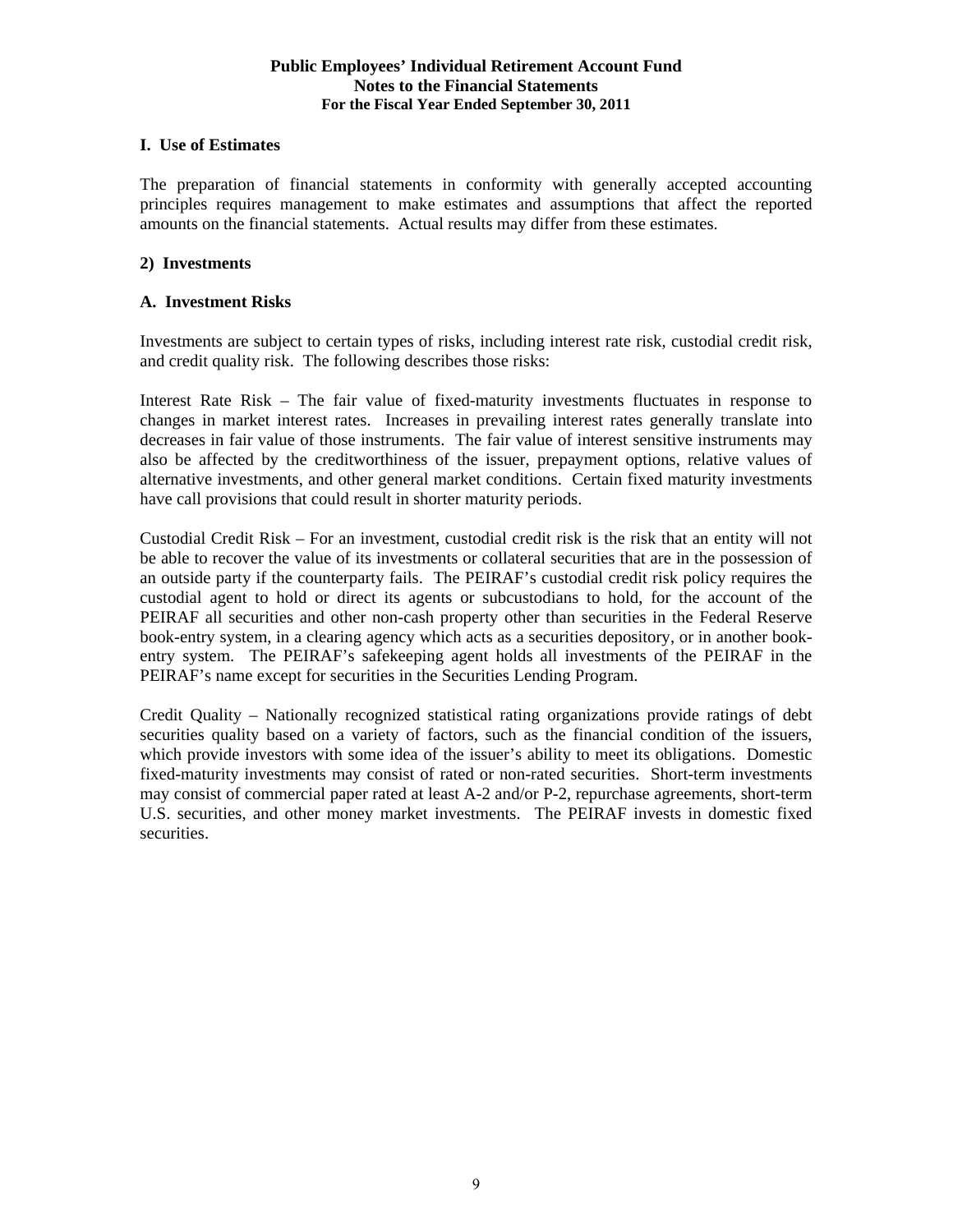**I. Use of Estimates**

The preparation of financial statements in conformity with generally accepted accounting principles requires management to make estimates and assumptions that affect the reported amounts on the financial statements. Actual results may differ from these estimates.

**2) Investments**

**A. Investment Risks**

Investments are subject to certain types of risks, including interest rate risk, custodial credit risk, and credit quality risk. The following describes those risks:

Interest Rate Risk – The fair value of fixed-maturity investments fluctuates in response to changes in market interest rates. Increases in prevailing interest rates generally translate into decreases in fair value of those instruments. The fair value of interest sensitive instruments may also be affected by the creditworthiness of the issuer, prepayment options, relative values of alternative investments, and other general market conditions. Certain fixed maturity investments have call provisions that could result in shorter maturity periods.

Custodial Credit Risk – For an investment, custodial credit risk is the risk that an entity will not be able to recover the value of its investments or collateral securities that are in the possession of an outside party if the counterparty fails. The PEIRAF's custodial credit risk policy requires the custodial agent to hold or direct its agents or subcustodians to hold, for the account of the PEIRAF all securities and other non-cash property other than securities in the Federal Reserve book-entry system, in a clearing agency which acts as a securities depository, or in another book-entry system. The PEIRAF's safekeeping agent holds all investments of the PEIRAF in the PEIRAF's name except for securities in the Securities Lending Program.

Credit Quality – Nationally recognized statistical rating organizations provide ratings of debt securities quality based on a variety of factors, such as the financial condition of the issuers, which provide investors with some idea of the issuer's ability to meet its obligations. Domestic fixed-maturity investments may consist of rated or non-rated securities. Short-term investments may consist of commercial paper rated at least A-2 and/or P-2, repurchase agreements, short-term U.S. securities, and other money market investments. The PEIRAF invests in domestic fixed securities.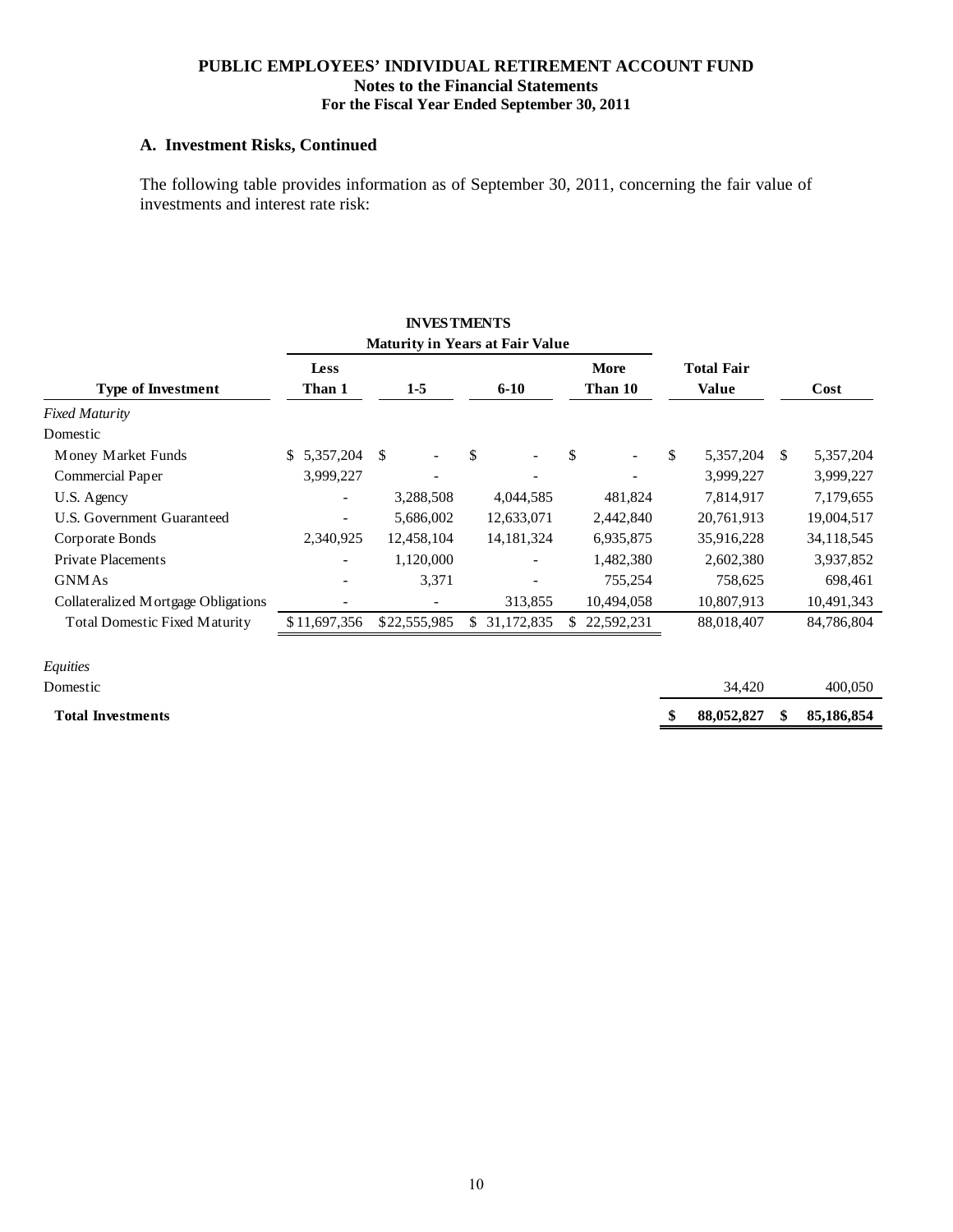PUBLIC EMPLOYEES' INDIVIDUAL RETIREMENT ACCOUNT FUND
Notes to the Financial Statements
For the Fiscal Year Ended September 30, 2011

### A. Investment Risks, Continued

The following table provides information as of September 30, 2011, concerning the fair value of investments and interest rate risk:

**INVESTMENTS**

| | Maturity in Years at Fair Value | | | | | |
|---|---|---|---|---|---|---|
| **Type of Investment** | **Less Than 1** | **1-5** | **6-10** | **More Than 10** | **Total Fair Value** | **Cost** |
| *Fixed Maturity* | | | | | | |
| Domestic | | | | | | |
| Money Market Funds | $ 5,357,204 | $ - | $ - | $ - | $ 5,357,204 | $ 5,357,204 |
| Commercial Paper | 3,999,227 | - | - | - | 3,999,227 | 3,999,227 |
| U.S. Agency | - | 3,288,508 | 4,044,585 | 481,824 | 7,814,917 | 7,179,655 |
| U.S. Government Guaranteed | - | 5,686,002 | 12,633,071 | 2,442,840 | 20,761,913 | 19,004,517 |
| Corporate Bonds | 2,340,925 | 12,458,104 | 14,181,324 | 6,935,875 | 35,916,228 | 34,118,545 |
| Private Placements | - | 1,120,000 | - | 1,482,380 | 2,602,380 | 3,937,852 |
| GNMAs | - | 3,371 | - | 755,254 | 758,625 | 698,461 |
| Collateralized Mortgage Obligations | - | - | 313,855 | 10,494,058 | 10,807,913 | 10,491,343 |
| Total Domestic Fixed Maturity | $11,697,356 | $22,555,985 | $ 31,172,835 | $ 22,592,231 | 88,018,407 | 84,786,804 |
| *Equities* | | | | | | |
| Domestic | | | | | 34,420 | 400,050 |
| **Total Investments** | | | | | **$ 88,052,827** | **$ 85,186,854** |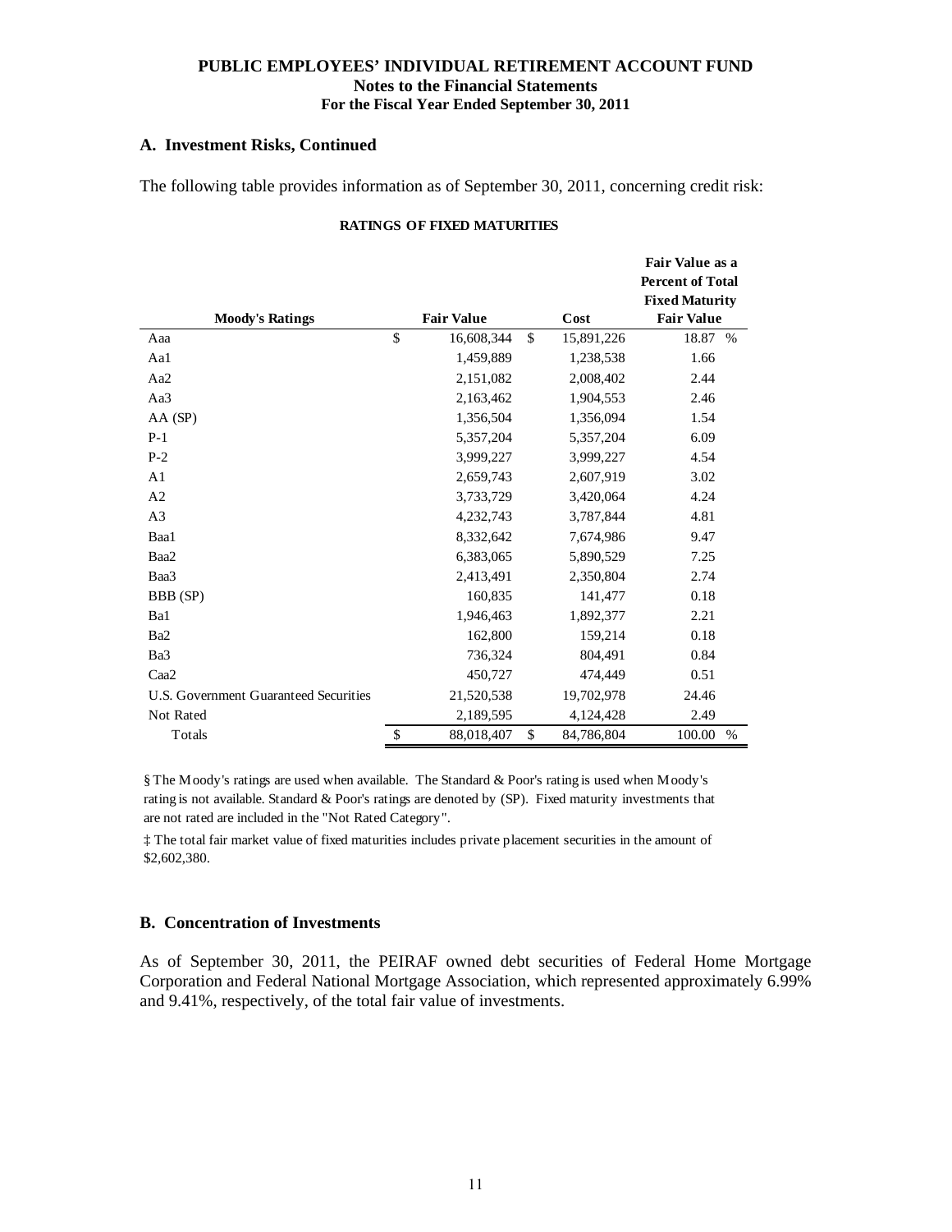## A. Investment Risks, Continued

The following table provides information as of September 30, 2011, concerning credit risk:

**RATINGS OF FIXED MATURITIES**

| Moody's Ratings | Fair Value | Cost | Fair Value as a Percent of Total Fixed Maturity Fair Value |
|---|---|---|---|
| Aaa | $ 16,608,344 | $ 15,891,226 | 18.87 % |
| Aa1 | 1,459,889 | 1,238,538 | 1.66 |
| Aa2 | 2,151,082 | 2,008,402 | 2.44 |
| Aa3 | 2,163,462 | 1,904,553 | 2.46 |
| AA (SP) | 1,356,504 | 1,356,094 | 1.54 |
| P-1 | 5,357,204 | 5,357,204 | 6.09 |
| P-2 | 3,999,227 | 3,999,227 | 4.54 |
| A1 | 2,659,743 | 2,607,919 | 3.02 |
| A2 | 3,733,729 | 3,420,064 | 4.24 |
| A3 | 4,232,743 | 3,787,844 | 4.81 |
| Baa1 | 8,332,642 | 7,674,986 | 9.47 |
| Baa2 | 6,383,065 | 5,890,529 | 7.25 |
| Baa3 | 2,413,491 | 2,350,804 | 2.74 |
| BBB (SP) | 160,835 | 141,477 | 0.18 |
| Ba1 | 1,946,463 | 1,892,377 | 2.21 |
| Ba2 | 162,800 | 159,214 | 0.18 |
| Ba3 | 736,324 | 804,491 | 0.84 |
| Caa2 | 450,727 | 474,449 | 0.51 |
| U.S. Government Guaranteed Securities | 21,520,538 | 19,702,978 | 24.46 |
| Not Rated | 2,189,595 | 4,124,428 | 2.49 |
| Totals | $ 88,018,407 | $ 84,786,804 | 100.00 % |

§ The Moody's ratings are used when available. The Standard & Poor's rating is used when Moody's rating is not available. Standard & Poor's ratings are denoted by (SP). Fixed maturity investments that are not rated are included in the "Not Rated Category".

‡ The total fair market value of fixed maturities includes private placement securities in the amount of $2,602,380.

## B. Concentration of Investments

As of September 30, 2011, the PEIRAF owned debt securities of Federal Home Mortgage Corporation and Federal National Mortgage Association, which represented approximately 6.99% and 9.41%, respectively, of the total fair value of investments.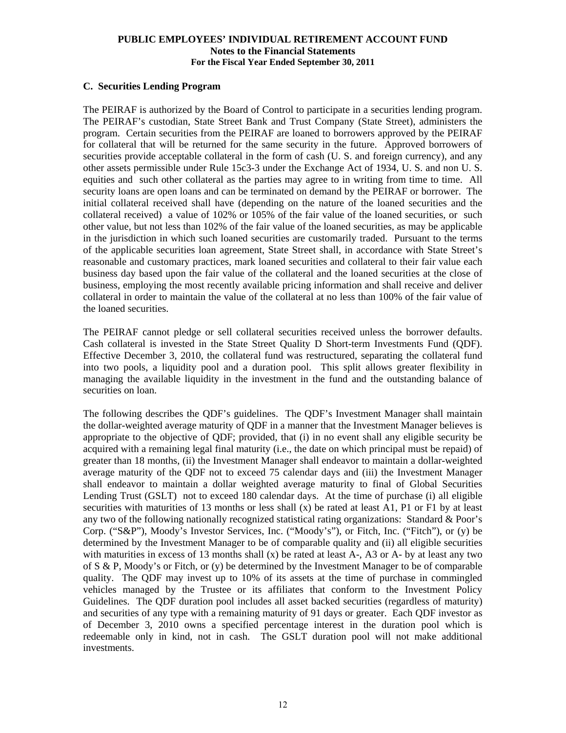### C. Securities Lending Program

The PEIRAF is authorized by the Board of Control to participate in a securities lending program. The PEIRAF's custodian, State Street Bank and Trust Company (State Street), administers the program. Certain securities from the PEIRAF are loaned to borrowers approved by the PEIRAF for collateral that will be returned for the same security in the future. Approved borrowers of securities provide acceptable collateral in the form of cash (U. S. and foreign currency), and any other assets permissible under Rule 15c3-3 under the Exchange Act of 1934, U. S. and non U. S. equities and such other collateral as the parties may agree to in writing from time to time. All security loans are open loans and can be terminated on demand by the PEIRAF or borrower. The initial collateral received shall have (depending on the nature of the loaned securities and the collateral received) a value of 102% or 105% of the fair value of the loaned securities, or such other value, but not less than 102% of the fair value of the loaned securities, as may be applicable in the jurisdiction in which such loaned securities are customarily traded. Pursuant to the terms of the applicable securities loan agreement, State Street shall, in accordance with State Street's reasonable and customary practices, mark loaned securities and collateral to their fair value each business day based upon the fair value of the collateral and the loaned securities at the close of business, employing the most recently available pricing information and shall receive and deliver collateral in order to maintain the value of the collateral at no less than 100% of the fair value of the loaned securities.

The PEIRAF cannot pledge or sell collateral securities received unless the borrower defaults. Cash collateral is invested in the State Street Quality D Short-term Investments Fund (QDF). Effective December 3, 2010, the collateral fund was restructured, separating the collateral fund into two pools, a liquidity pool and a duration pool. This split allows greater flexibility in managing the available liquidity in the investment in the fund and the outstanding balance of securities on loan.

The following describes the QDF's guidelines. The QDF's Investment Manager shall maintain the dollar-weighted average maturity of QDF in a manner that the Investment Manager believes is appropriate to the objective of QDF; provided, that (i) in no event shall any eligible security be acquired with a remaining legal final maturity (i.e., the date on which principal must be repaid) of greater than 18 months, (ii) the Investment Manager shall endeavor to maintain a dollar-weighted average maturity of the QDF not to exceed 75 calendar days and (iii) the Investment Manager shall endeavor to maintain a dollar weighted average maturity to final of Global Securities Lending Trust (GSLT) not to exceed 180 calendar days. At the time of purchase (i) all eligible securities with maturities of 13 months or less shall (x) be rated at least A1, P1 or F1 by at least any two of the following nationally recognized statistical rating organizations: Standard & Poor's Corp. ("S&P"), Moody's Investor Services, Inc. ("Moody's"), or Fitch, Inc. ("Fitch"), or (y) be determined by the Investment Manager to be of comparable quality and (ii) all eligible securities with maturities in excess of 13 months shall (x) be rated at least A-, A3 or A- by at least any two of S & P, Moody's or Fitch, or (y) be determined by the Investment Manager to be of comparable quality. The QDF may invest up to 10% of its assets at the time of purchase in commingled vehicles managed by the Trustee or its affiliates that conform to the Investment Policy Guidelines. The QDF duration pool includes all asset backed securities (regardless of maturity) and securities of any type with a remaining maturity of 91 days or greater. Each QDF investor as of December 3, 2010 owns a specified percentage interest in the duration pool which is redeemable only in kind, not in cash. The GSLT duration pool will not make additional investments.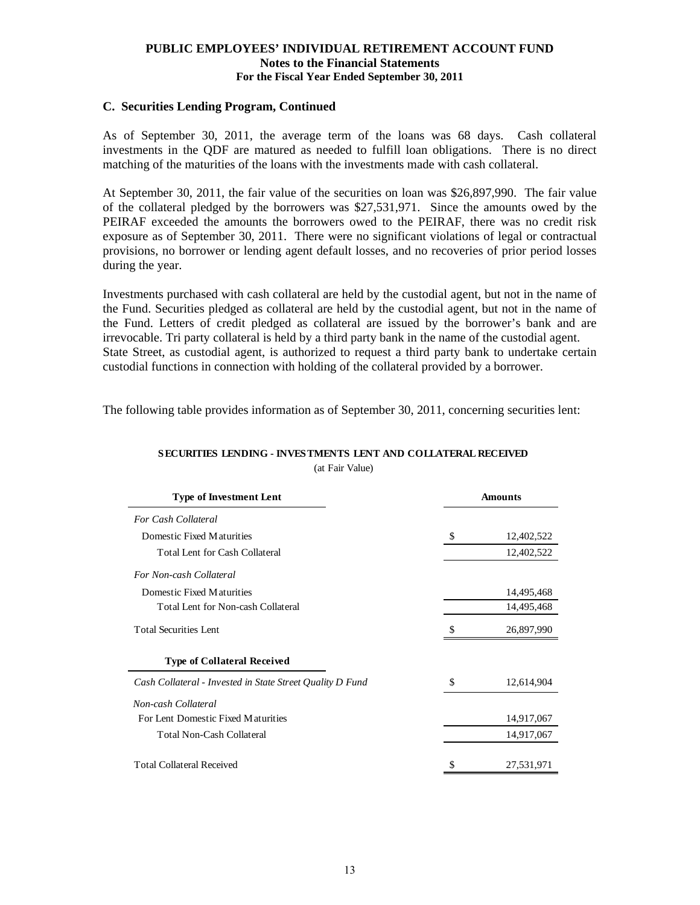## C. Securities Lending Program, Continued

As of September 30, 2011, the average term of the loans was 68 days. Cash collateral investments in the QDF are matured as needed to fulfill loan obligations. There is no direct matching of the maturities of the loans with the investments made with cash collateral.

At September 30, 2011, the fair value of the securities on loan was $26,897,990. The fair value of the collateral pledged by the borrowers was $27,531,971. Since the amounts owed by the PEIRAF exceeded the amounts the borrowers owed to the PEIRAF, there was no credit risk exposure as of September 30, 2011. There were no significant violations of legal or contractual provisions, no borrower or lending agent default losses, and no recoveries of prior period losses during the year.

Investments purchased with cash collateral are held by the custodial agent, but not in the name of the Fund. Securities pledged as collateral are held by the custodial agent, but not in the name of the Fund. Letters of credit pledged as collateral are issued by the borrower's bank and are irrevocable. Tri party collateral is held by a third party bank in the name of the custodial agent. State Street, as custodial agent, is authorized to request a third party bank to undertake certain custodial functions in connection with holding of the collateral provided by a borrower.

The following table provides information as of September 30, 2011, concerning securities lent:

**SECURITIES LENDING - INVESTMENTS LENT AND COLLATERAL RECEIVED**
(at Fair Value)

| **Type of Investment Lent** | **Amounts** |
|---|---|
| *For Cash Collateral* | |
| Domestic Fixed Maturities | $ 12,402,522 |
| Total Lent for Cash Collateral | 12,402,522 |
| *For Non-cash Collateral* | |
| Domestic Fixed Maturities | 14,495,468 |
| Total Lent for Non-cash Collateral | 14,495,468 |
| Total Securities Lent | $ 26,897,990 |
| **Type of Collateral Received** | |
| *Cash Collateral - Invested in State Street Quality D Fund* | $ 12,614,904 |
| *Non-cash Collateral* | |
| For Lent Domestic Fixed Maturities | 14,917,067 |
| Total Non-Cash Collateral | 14,917,067 |
| Total Collateral Received | $ 27,531,971 |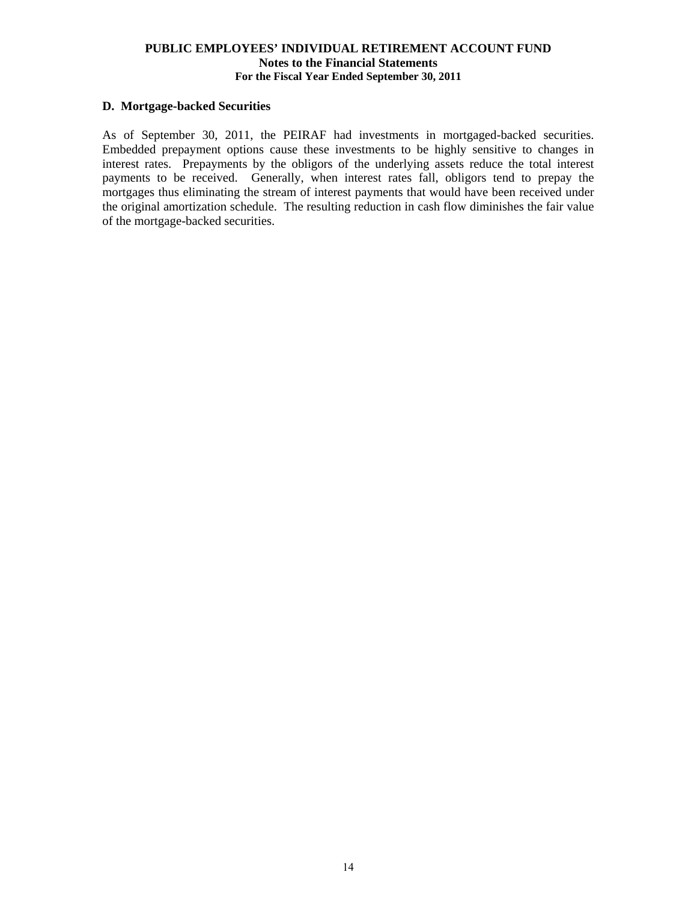### D. Mortgage-backed Securities

As of September 30, 2011, the PEIRAF had investments in mortgaged-backed securities. Embedded prepayment options cause these investments to be highly sensitive to changes in interest rates. Prepayments by the obligors of the underlying assets reduce the total interest payments to be received. Generally, when interest rates fall, obligors tend to prepay the mortgages thus eliminating the stream of interest payments that would have been received under the original amortization schedule. The resulting reduction in cash flow diminishes the fair value of the mortgage-backed securities.